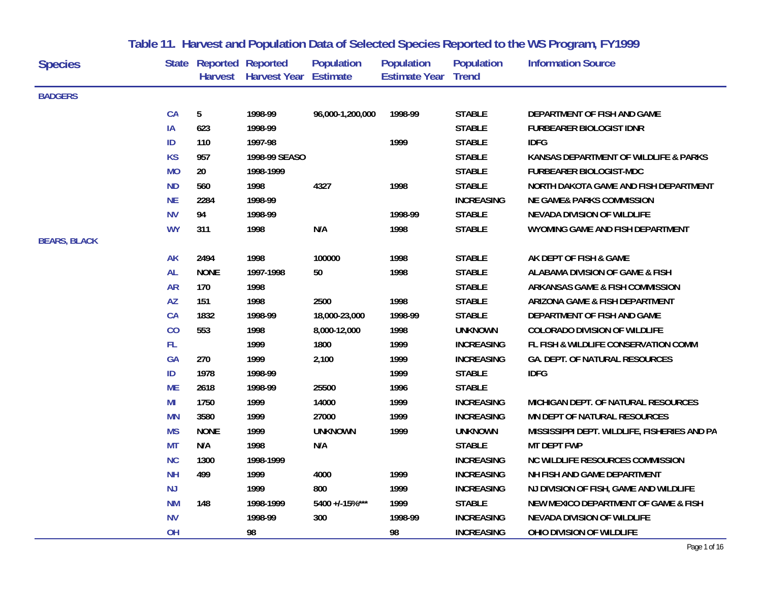# Table 11. Harvest and Population Data of Selected Species Reported to the WS Program, FY1999

| Species | State | Reported Harvest | Reported Harvest Year | Population Estimate | Population Estimate Year | Population Trend | Information Source |
|---|---|---|---|---|---|---|---|
| **BADGERS** | | | | | | | |
| | CA | 5 | 1998-99 | 96,000-1,200,000 | 1998-99 | STABLE | DEPARTMENT OF FISH AND GAME |
| | IA | 623 | 1998-99 | | | STABLE | FURBEARER BIOLOGIST IDNR |
| | ID | 110 | 1997-98 | | 1999 | STABLE | IDFG |
| | KS | 957 | 1998-99 SEASO | | | STABLE | KANSAS DEPARTMENT OF WILDLIFE & PARKS |
| | MO | 20 | 1998-1999 | | | STABLE | FURBEARER BIOLOGIST-MDC |
| | ND | 560 | 1998 | 4327 | 1998 | STABLE | NORTH DAKOTA GAME AND FISH DEPARTMENT |
| | NE | 2284 | 1998-99 | | | INCREASING | NE GAME& PARKS COMMISSION |
| | NV | 94 | 1998-99 | | 1998-99 | STABLE | NEVADA DIVISION OF WILDLIFE |
| | WY | 311 | 1998 | N/A | 1998 | STABLE | WYOMING GAME AND FISH DEPARTMENT |
| **BEARS, BLACK** | | | | | | | |
| | AK | 2494 | 1998 | 100000 | 1998 | STABLE | AK DEPT OF FISH & GAME |
| | AL | NONE | 1997-1998 | 50 | 1998 | STABLE | ALABAMA DIVISION OF GAME & FISH |
| | AR | 170 | 1998 | | | STABLE | ARKANSAS GAME & FISH COMMISSION |
| | AZ | 151 | 1998 | 2500 | 1998 | STABLE | ARIZONA GAME & FISH DEPARTMENT |
| | CA | 1832 | 1998-99 | 18,000-23,000 | 1998-99 | STABLE | DEPARTMENT OF FISH AND GAME |
| | CO | 553 | 1998 | 8,000-12,000 | 1998 | UNKNOWN | COLORADO DIVISION OF WILDLIFE |
| | FL | | 1999 | 1800 | 1999 | INCREASING | FL FISH & WILDLIFE CONSERVATION COMM |
| | GA | 270 | 1999 | 2,100 | 1999 | INCREASING | GA. DEPT. OF NATURAL RESOURCES |
| | ID | 1978 | 1998-99 | | 1999 | STABLE | IDFG |
| | ME | 2618 | 1998-99 | 25500 | 1996 | STABLE | |
| | MI | 1750 | 1999 | 14000 | 1999 | INCREASING | MICHIGAN DEPT. OF NATURAL RESOURCES |
| | MN | 3580 | 1999 | 27000 | 1999 | INCREASING | MN DEPT OF NATURAL RESOURCES |
| | MS | NONE | 1999 | UNKNOWN | 1999 | UNKNOWN | MISSISSIPPI DEPT. WILDLIFE, FISHERIES AND PA |
| | MT | N/A | 1998 | N/A | | STABLE | MT DEPT FWP |
| | NC | 1300 | 1998-1999 | | | INCREASING | NC WILDLIFE RESOURCES COMMISSION |
| | NH | 499 | 1999 | 4000 | 1999 | INCREASING | NH FISH AND GAME DEPARTMENT |
| | NJ | | 1999 | 800 | 1999 | INCREASING | NJ DIVISION OF FISH, GAME AND WILDLIFE |
| | NM | 148 | 1998-1999 | 5400 +/-15%*** | 1999 | STABLE | NEW MEXICO DEPARTMENT OF GAME & FISH |
| | NV | | 1998-99 | 300 | 1998-99 | INCREASING | NEVADA DIVISION OF WILDLIFE |
| | OH | | 98 | | 98 | INCREASING | OHIO DIVISION OF WILDLIFE |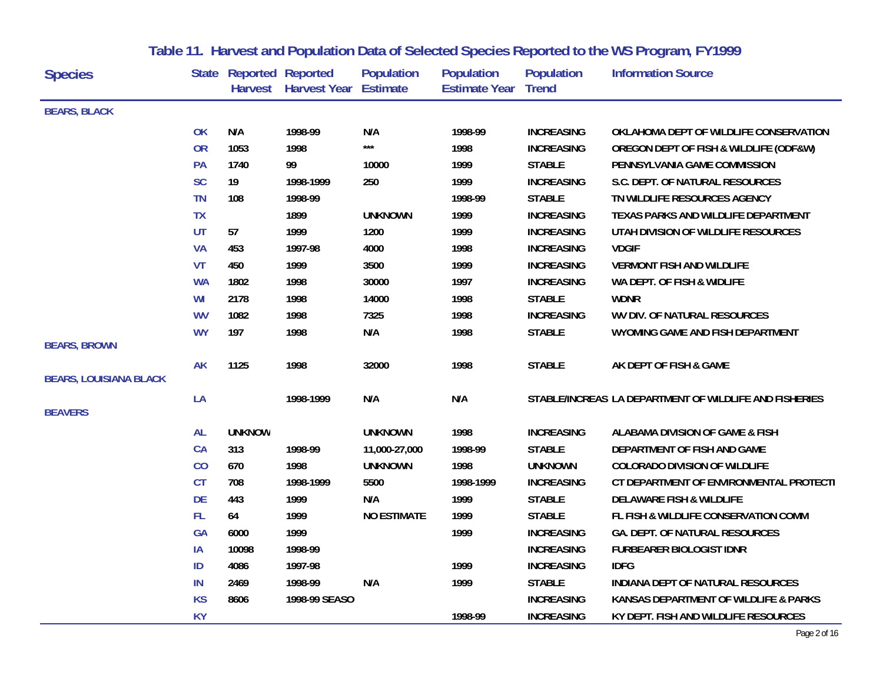## Table 11. Harvest and Population Data of Selected Species Reported to the WS Program, FY1999

| Species | State | Reported Harvest | Reported Harvest Year | Population Estimate | Population Estimate Year | Population Trend | Information Source |
|---|---|---|---|---|---|---|---|
| BEARS, BLACK | | | | | | | |
| | OK | N/A | 1998-99 | N/A | 1998-99 | INCREASING | OKLAHOMA DEPT OF WILDLIFE CONSERVATION |
| | OR | 1053 | 1998 | *** | 1998 | INCREASING | OREGON DEPT OF FISH & WILDLIFE (ODF&W) |
| | PA | 1740 | 99 | 10000 | 1999 | STABLE | PENNSYLVANIA GAME COMMISSION |
| | SC | 19 | 1998-1999 | 250 | 1999 | INCREASING | S.C. DEPT. OF NATURAL RESOURCES |
| | TN | 108 | 1998-99 | | 1998-99 | STABLE | TN WILDLIFE RESOURCES AGENCY |
| | TX | | 1899 | UNKNOWN | 1999 | INCREASING | TEXAS PARKS AND WILDLIFE DEPARTMENT |
| | UT | 57 | 1999 | 1200 | 1999 | INCREASING | UTAH DIVISION OF WILDLIFE RESOURCES |
| | VA | 453 | 1997-98 | 4000 | 1998 | INCREASING | VDGIF |
| | VT | 450 | 1999 | 3500 | 1999 | INCREASING | VERMONT FISH AND WILDLIFE |
| | WA | 1802 | 1998 | 30000 | 1997 | INCREASING | WA DEPT. OF FISH & WIDLIFE |
| | WI | 2178 | 1998 | 14000 | 1998 | STABLE | WDNR |
| | WV | 1082 | 1998 | 7325 | 1998 | INCREASING | WV DIV. OF NATURAL RESOURCES |
| | WY | 197 | 1998 | N/A | 1998 | STABLE | WYOMING GAME AND FISH DEPARTMENT |
| BEARS, BROWN | | | | | | | |
| | AK | 1125 | 1998 | 32000 | 1998 | STABLE | AK DEPT OF FISH & GAME |
| BEARS, LOUISIANA BLACK | | | | | | | |
| | LA | | 1998-1999 | N/A | N/A | STABLE/INCREAS | LA DEPARTMENT OF WILDLIFE AND FISHERIES |
| BEAVERS | | | | | | | |
| | AL | UNKNOW | | UNKNOWN | 1998 | INCREASING | ALABAMA DIVISION OF GAME & FISH |
| | CA | 313 | 1998-99 | 11,000-27,000 | 1998-99 | STABLE | DEPARTMENT OF FISH AND GAME |
| | CO | 670 | 1998 | UNKNOWN | 1998 | UNKNOWN | COLORADO DIVISION OF WILDLIFE |
| | CT | 708 | 1998-1999 | 5500 | 1998-1999 | INCREASING | CT DEPARTMENT OF ENVIRONMENTAL PROTECTI |
| | DE | 443 | 1999 | N/A | 1999 | STABLE | DELAWARE FISH & WILDLIFE |
| | FL | 64 | 1999 | NO ESTIMATE | 1999 | STABLE | FL FISH & WILDLIFE CONSERVATION COMM |
| | GA | 6000 | 1999 | | 1999 | INCREASING | GA. DEPT. OF NATURAL RESOURCES |
| | IA | 10098 | 1998-99 | | | INCREASING | FURBEARER BIOLOGIST IDNR |
| | ID | 4086 | 1997-98 | | 1999 | INCREASING | IDFG |
| | IN | 2469 | 1998-99 | N/A | 1999 | STABLE | INDIANA DEPT OF NATURAL RESOURCES |
| | KS | 8606 | 1998-99 SEASO | | | INCREASING | KANSAS DEPARTMENT OF WILDLIFE & PARKS |
| | KY | | | | 1998-99 | INCREASING | KY DEPT. FISH AND WILDLIFE RESOURCES |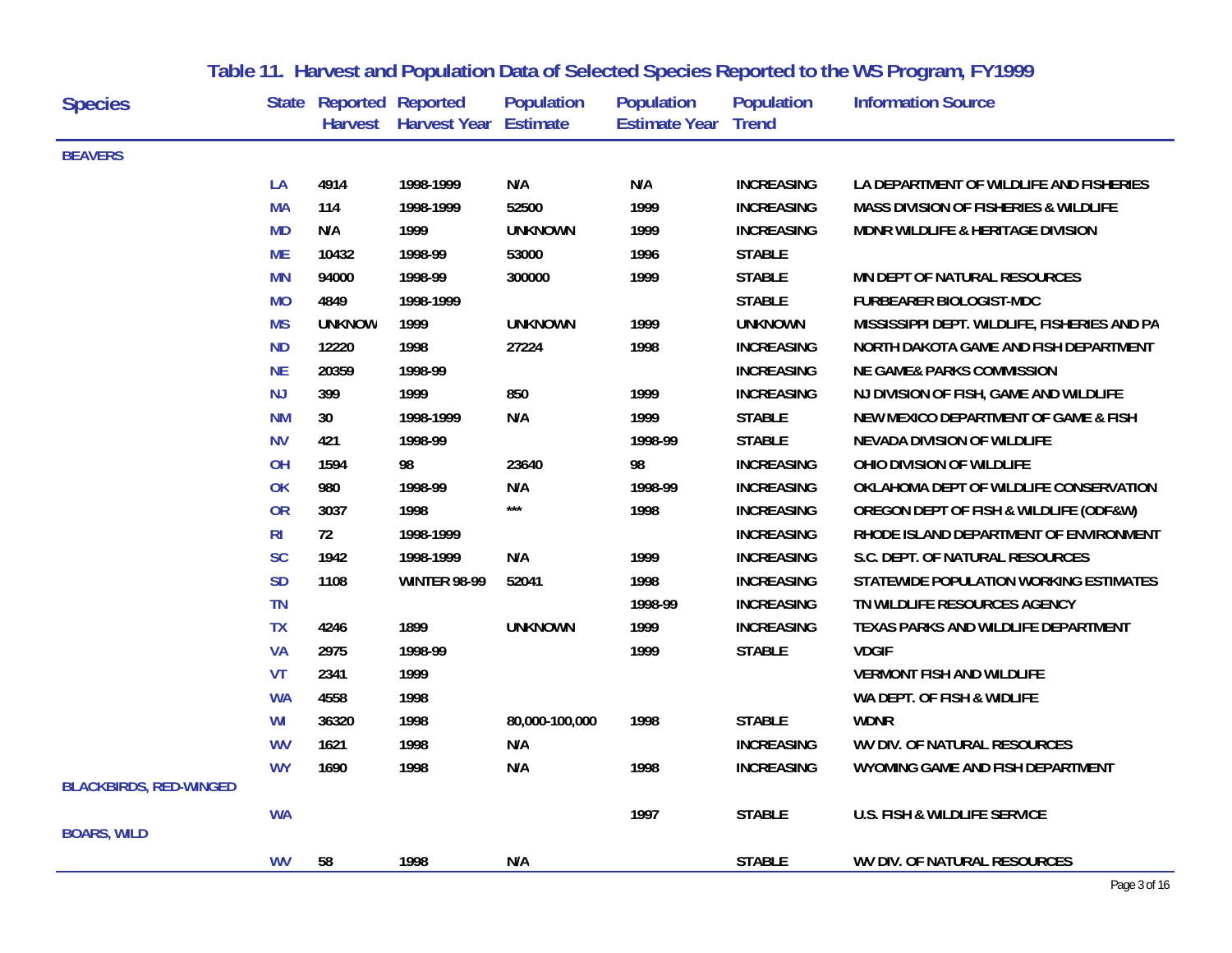## Table 11. Harvest and Population Data of Selected Species Reported to the WS Program, FY1999

| Species | State | Reported Harvest | Reported Harvest Year | Population Estimate | Population Estimate Year | Population Trend | Information Source |
|---|---|---|---|---|---|---|---|
| **BEAVERS** | | | | | | | |
| | LA | 4914 | 1998-1999 | N/A | N/A | INCREASING | LA DEPARTMENT OF WILDLIFE AND FISHERIES |
| | MA | 114 | 1998-1999 | 52500 | 1999 | INCREASING | MASS DIVISION OF FISHERIES & WILDLIFE |
| | MD | N/A | 1999 | UNKNOWN | 1999 | INCREASING | MDNR WILDLIFE & HERITAGE DIVISION |
| | ME | 10432 | 1998-99 | 53000 | 1996 | STABLE | |
| | MN | 94000 | 1998-99 | 300000 | 1999 | STABLE | MN DEPT OF NATURAL RESOURCES |
| | MO | 4849 | 1998-1999 | | | STABLE | FURBEARER BIOLOGIST-MDC |
| | MS | UNKNOW | 1999 | UNKNOWN | 1999 | UNKNOWN | MISSISSIPPI DEPT. WILDLIFE, FISHERIES AND PA |
| | ND | 12220 | 1998 | 27224 | 1998 | INCREASING | NORTH DAKOTA GAME AND FISH DEPARTMENT |
| | NE | 20359 | 1998-99 | | | INCREASING | NE GAME& PARKS COMMISSION |
| | NJ | 399 | 1999 | 850 | 1999 | INCREASING | NJ DIVISION OF FISH, GAME AND WILDLIFE |
| | NM | 30 | 1998-1999 | N/A | 1999 | STABLE | NEW MEXICO DEPARTMENT OF GAME & FISH |
| | NV | 421 | 1998-99 | | 1998-99 | STABLE | NEVADA DIVISION OF WILDLIFE |
| | OH | 1594 | 98 | 23640 | 98 | INCREASING | OHIO DIVISION OF WILDLIFE |
| | OK | 980 | 1998-99 | N/A | 1998-99 | INCREASING | OKLAHOMA DEPT OF WILDLIFE CONSERVATION |
| | OR | 3037 | 1998 | *** | 1998 | INCREASING | OREGON DEPT OF FISH & WILDLIFE (ODF&W) |
| | RI | 72 | 1998-1999 | | | INCREASING | RHODE ISLAND DEPARTMENT OF ENVIRONMENT |
| | SC | 1942 | 1998-1999 | N/A | 1999 | INCREASING | S.C. DEPT. OF NATURAL RESOURCES |
| | SD | 1108 | WINTER 98-99 | 52041 | 1998 | INCREASING | STATEWIDE POPULATION WORKING ESTIMATES |
| | TN | | | | 1998-99 | INCREASING | TN WILDLIFE RESOURCES AGENCY |
| | TX | 4246 | 1899 | UNKNOWN | 1999 | INCREASING | TEXAS PARKS AND WILDLIFE DEPARTMENT |
| | VA | 2975 | 1998-99 | | 1999 | STABLE | VDGIF |
| | VT | 2341 | 1999 | | | | VERMONT FISH AND WILDLIFE |
| | WA | 4558 | 1998 | | | | WA DEPT. OF FISH & WIDLIFE |
| | WI | 36320 | 1998 | 80,000-100,000 | 1998 | STABLE | WDNR |
| | WV | 1621 | 1998 | N/A | | INCREASING | WV DIV. OF NATURAL RESOURCES |
| | WY | 1690 | 1998 | N/A | 1998 | INCREASING | WYOMING GAME AND FISH DEPARTMENT |
| **BLACKBIRDS, RED-WINGED** | | | | | | | |
| | WA | | | | 1997 | STABLE | U.S. FISH & WILDLIFE SERVICE |
| **BOARS, WILD** | | | | | | | |
| | WV | 58 | 1998 | N/A | | STABLE | WV DIV. OF NATURAL RESOURCES |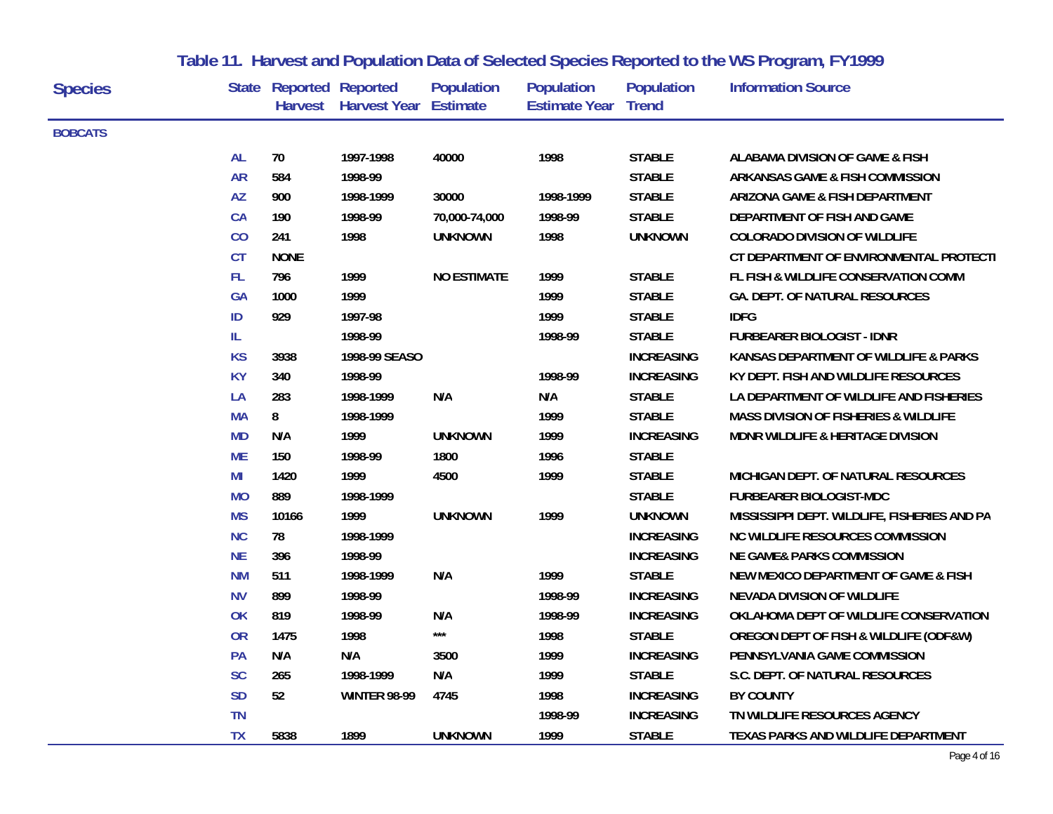# Table 11. Harvest and Population Data of Selected Species Reported to the WS Program, FY1999

| Species | State | Reported Harvest | Reported Harvest Year | Population Estimate | Population Estimate Year | Population Trend | Information Source |
|---|---|---|---|---|---|---|---|
| BOBCATS | | | | | | | |
| | AL | 70 | 1997-1998 | 40000 | 1998 | STABLE | ALABAMA DIVISION OF GAME & FISH |
| | AR | 584 | 1998-99 | | | STABLE | ARKANSAS GAME & FISH COMMISSION |
| | AZ | 900 | 1998-1999 | 30000 | 1998-1999 | STABLE | ARIZONA GAME & FISH DEPARTMENT |
| | CA | 190 | 1998-99 | 70,000-74,000 | 1998-99 | STABLE | DEPARTMENT OF FISH AND GAME |
| | CO | 241 | 1998 | UNKNOWN | 1998 | UNKNOWN | COLORADO DIVISION OF WILDLIFE |
| | CT | NONE | | | | | CT DEPARTMENT OF ENVIRONMENTAL PROTECTI |
| | FL | 796 | 1999 | NO ESTIMATE | 1999 | STABLE | FL FISH & WILDLIFE CONSERVATION COMM |
| | GA | 1000 | 1999 | | 1999 | STABLE | GA. DEPT. OF NATURAL RESOURCES |
| | ID | 929 | 1997-98 | | 1999 | STABLE | IDFG |
| | IL | | 1998-99 | | 1998-99 | STABLE | FURBEARER BIOLOGIST - IDNR |
| | KS | 3938 | 1998-99 SEASO | | | INCREASING | KANSAS DEPARTMENT OF WILDLIFE & PARKS |
| | KY | 340 | 1998-99 | | 1998-99 | INCREASING | KY DEPT. FISH AND WILDLIFE RESOURCES |
| | LA | 283 | 1998-1999 | N/A | N/A | STABLE | LA DEPARTMENT OF WILDLIFE AND FISHERIES |
| | MA | 8 | 1998-1999 | | 1999 | STABLE | MASS DIVISION OF FISHERIES & WILDLIFE |
| | MD | N/A | 1999 | UNKNOWN | 1999 | INCREASING | MDNR WILDLIFE & HERITAGE DIVISION |
| | ME | 150 | 1998-99 | 1800 | 1996 | STABLE | |
| | MI | 1420 | 1999 | 4500 | 1999 | STABLE | MICHIGAN DEPT. OF NATURAL RESOURCES |
| | MO | 889 | 1998-1999 | | | STABLE | FURBEARER BIOLOGIST-MDC |
| | MS | 10166 | 1999 | UNKNOWN | 1999 | UNKNOWN | MISSISSIPPI DEPT. WILDLIFE, FISHERIES AND PA |
| | NC | 78 | 1998-1999 | | | INCREASING | NC WILDLIFE RESOURCES COMMISSION |
| | NE | 396 | 1998-99 | | | INCREASING | NE GAME& PARKS COMMISSION |
| | NM | 511 | 1998-1999 | N/A | 1999 | STABLE | NEW MEXICO DEPARTMENT OF GAME & FISH |
| | NV | 899 | 1998-99 | | 1998-99 | INCREASING | NEVADA DIVISION OF WILDLIFE |
| | OK | 819 | 1998-99 | N/A | 1998-99 | INCREASING | OKLAHOMA DEPT OF WILDLIFE CONSERVATION |
| | OR | 1475 | 1998 | *** | 1998 | STABLE | OREGON DEPT OF FISH & WILDLIFE (ODF&W) |
| | PA | N/A | N/A | 3500 | 1999 | INCREASING | PENNSYLVANIA GAME COMMISSION |
| | SC | 265 | 1998-1999 | N/A | 1999 | STABLE | S.C. DEPT. OF NATURAL RESOURCES |
| | SD | 52 | WINTER 98-99 | 4745 | 1998 | INCREASING | BY COUNTY |
| | TN | | | | 1998-99 | INCREASING | TN WILDLIFE RESOURCES AGENCY |
| | TX | 5838 | 1899 | UNKNOWN | 1999 | STABLE | TEXAS PARKS AND WILDLIFE DEPARTMENT |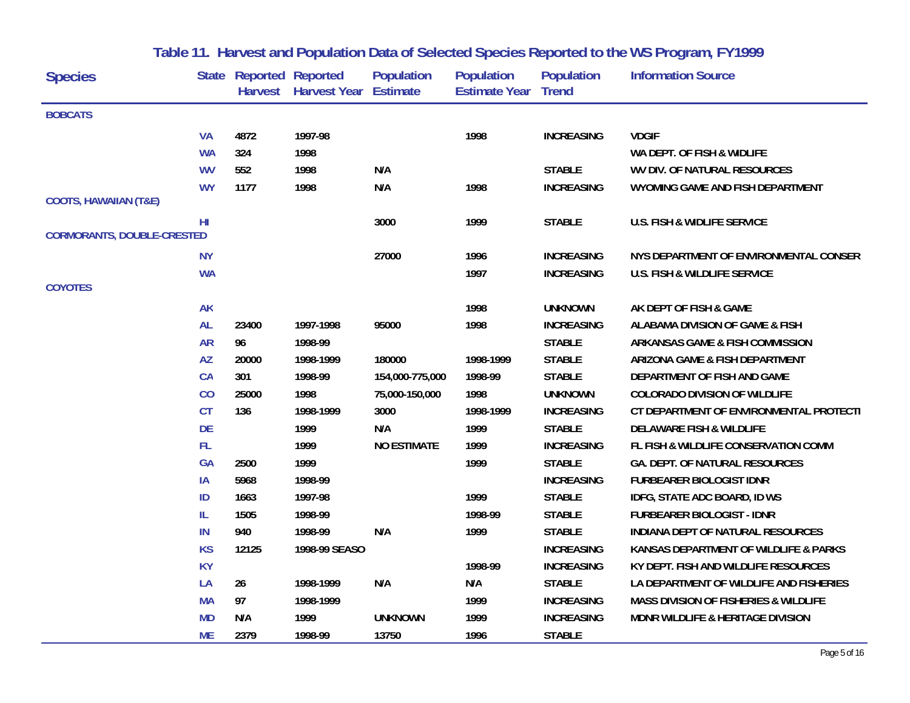# Table 11. Harvest and Population Data of Selected Species Reported to the WS Program, FY1999

| Species | State | Reported Harvest | Reported Harvest Year | Population Estimate | Population Estimate Year | Population Trend | Information Source |
|---|---|---|---|---|---|---|---|
| **BOBCATS** | | | | | | | |
| | VA | 4872 | 1997-98 | | 1998 | INCREASING | VDGIF |
| | WA | 324 | 1998 | | | | WA DEPT. OF FISH & WIDLIFE |
| | WV | 552 | 1998 | N/A | | STABLE | WV DIV. OF NATURAL RESOURCES |
| | WY | 1177 | 1998 | N/A | 1998 | INCREASING | WYOMING GAME AND FISH DEPARTMENT |
| **COOTS, HAWAIIAN (T&E)** | | | | | | | |
| | HI | | | 3000 | 1999 | STABLE | U.S. FISH & WIDLIFE SERVICE |
| **CORMORANTS, DOUBLE-CRESTED** | | | | | | | |
| | NY | | | 27000 | 1996 | INCREASING | NYS DEPARTMENT OF ENVIRONMENTAL CONSER |
| | WA | | | | 1997 | INCREASING | U.S. FISH & WILDLIFE SERVICE |
| **COYOTES** | | | | | | | |
| | AK | | | | 1998 | UNKNOWN | AK DEPT OF FISH & GAME |
| | AL | 23400 | 1997-1998 | 95000 | 1998 | INCREASING | ALABAMA DIVISION OF GAME & FISH |
| | AR | 96 | 1998-99 | | | STABLE | ARKANSAS GAME & FISH COMMISSION |
| | AZ | 20000 | 1998-1999 | 180000 | 1998-1999 | STABLE | ARIZONA GAME & FISH DEPARTMENT |
| | CA | 301 | 1998-99 | 154,000-775,000 | 1998-99 | STABLE | DEPARTMENT OF FISH AND GAME |
| | CO | 25000 | 1998 | 75,000-150,000 | 1998 | UNKNOWN | COLORADO DIVISION OF WILDLIFE |
| | CT | 136 | 1998-1999 | 3000 | 1998-1999 | INCREASING | CT DEPARTMENT OF ENVIRONMENTAL PROTECTI |
| | DE | | 1999 | N/A | 1999 | STABLE | DELAWARE FISH & WILDLIFE |
| | FL | | 1999 | NO ESTIMATE | 1999 | INCREASING | FL FISH & WILDLIFE CONSERVATION COMM |
| | GA | 2500 | 1999 | | 1999 | STABLE | GA. DEPT. OF NATURAL RESOURCES |
| | IA | 5968 | 1998-99 | | | INCREASING | FURBEARER BIOLOGIST IDNR |
| | ID | 1663 | 1997-98 | | 1999 | STABLE | IDFG, STATE ADC BOARD, ID WS |
| | IL | 1505 | 1998-99 | | 1998-99 | STABLE | FURBEARER BIOLOGIST - IDNR |
| | IN | 940 | 1998-99 | N/A | 1999 | STABLE | INDIANA DEPT OF NATURAL RESOURCES |
| | KS | 12125 | 1998-99 SEASO | | | INCREASING | KANSAS DEPARTMENT OF WILDLIFE & PARKS |
| | KY | | | | 1998-99 | INCREASING | KY DEPT. FISH AND WILDLIFE RESOURCES |
| | LA | 26 | 1998-1999 | N/A | N/A | STABLE | LA DEPARTMENT OF WILDLIFE AND FISHERIES |
| | MA | 97 | 1998-1999 | | 1999 | INCREASING | MASS DIVISION OF FISHERIES & WILDLIFE |
| | MD | N/A | 1999 | UNKNOWN | 1999 | INCREASING | MDNR WILDLIFE & HERITAGE DIVISION |
| | ME | 2379 | 1998-99 | 13750 | 1996 | STABLE | |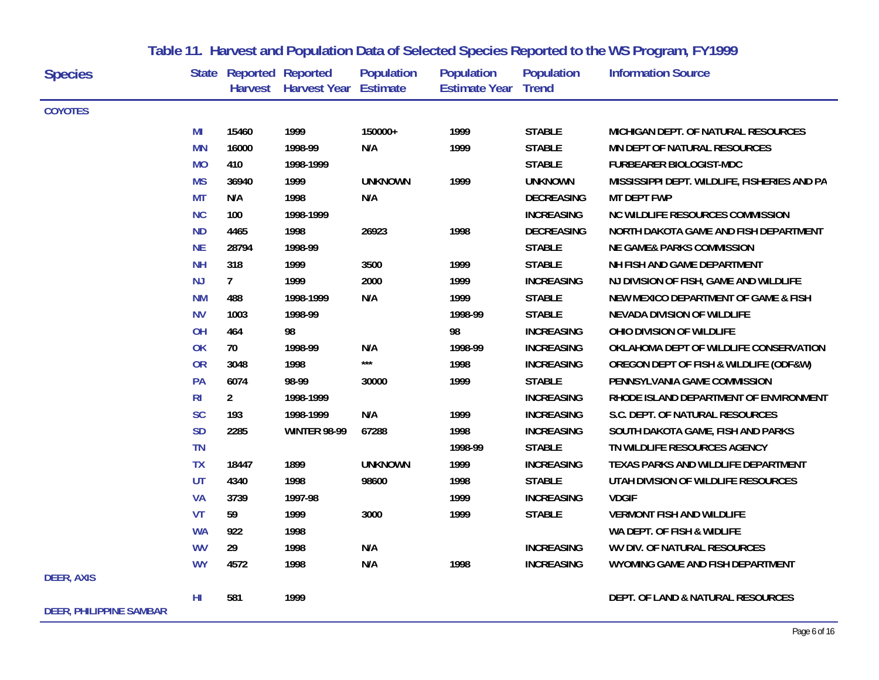# Table 11. Harvest and Population Data of Selected Species Reported to the WS Program, FY1999

| Species | State | Reported Harvest | Reported Harvest Year | Population Estimate | Population Estimate Year | Population Trend | Information Source |
|---|---|---|---|---|---|---|---|
| **COYOTES** | | | | | | | |
| | MI | 15460 | 1999 | 150000+ | 1999 | STABLE | MICHIGAN DEPT. OF NATURAL RESOURCES |
| | MN | 16000 | 1998-99 | N/A | 1999 | STABLE | MN DEPT OF NATURAL RESOURCES |
| | MO | 410 | 1998-1999 | | | STABLE | FURBEARER BIOLOGIST-MDC |
| | MS | 36940 | 1999 | UNKNOWN | 1999 | UNKNOWN | MISSISSIPPI DEPT. WILDLIFE, FISHERIES AND PA |
| | MT | N/A | 1998 | N/A | | DECREASING | MT DEPT FWP |
| | NC | 100 | 1998-1999 | | | INCREASING | NC WILDLIFE RESOURCES COMMISSION |
| | ND | 4465 | 1998 | 26923 | 1998 | DECREASING | NORTH DAKOTA GAME AND FISH DEPARTMENT |
| | NE | 28794 | 1998-99 | | | STABLE | NE GAME& PARKS COMMISSION |
| | NH | 318 | 1999 | 3500 | 1999 | STABLE | NH FISH AND GAME DEPARTMENT |
| | NJ | 7 | 1999 | 2000 | 1999 | INCREASING | NJ DIVISION OF FISH, GAME AND WILDLIFE |
| | NM | 488 | 1998-1999 | N/A | 1999 | STABLE | NEW MEXICO DEPARTMENT OF GAME & FISH |
| | NV | 1003 | 1998-99 | | 1998-99 | STABLE | NEVADA DIVISION OF WILDLIFE |
| | OH | 464 | 98 | | 98 | INCREASING | OHIO DIVISION OF WILDLIFE |
| | OK | 70 | 1998-99 | N/A | 1998-99 | INCREASING | OKLAHOMA DEPT OF WILDLIFE CONSERVATION |
| | OR | 3048 | 1998 | *** | 1998 | INCREASING | OREGON DEPT OF FISH & WILDLIFE (ODF&W) |
| | PA | 6074 | 98-99 | 30000 | 1999 | STABLE | PENNSYLVANIA GAME COMMISSION |
| | RI | 2 | 1998-1999 | | | INCREASING | RHODE ISLAND DEPARTMENT OF ENVIRONMENT |
| | SC | 193 | 1998-1999 | N/A | 1999 | INCREASING | S.C. DEPT. OF NATURAL RESOURCES |
| | SD | 2285 | WINTER 98-99 | 67288 | 1998 | INCREASING | SOUTH DAKOTA GAME, FISH AND PARKS |
| | TN | | | | 1998-99 | STABLE | TN WILDLIFE RESOURCES AGENCY |
| | TX | 18447 | 1899 | UNKNOWN | 1999 | INCREASING | TEXAS PARKS AND WILDLIFE DEPARTMENT |
| | UT | 4340 | 1998 | 98600 | 1998 | STABLE | UTAH DIVISION OF WILDLIFE RESOURCES |
| | VA | 3739 | 1997-98 | | 1999 | INCREASING | VDGIF |
| | VT | 59 | 1999 | 3000 | 1999 | STABLE | VERMONT FISH AND WILDLIFE |
| | WA | 922 | 1998 | | | | WA DEPT. OF FISH & WIDLIFE |
| | WV | 29 | 1998 | N/A | | INCREASING | WV DIV. OF NATURAL RESOURCES |
| | WY | 4572 | 1998 | N/A | 1998 | INCREASING | WYOMING GAME AND FISH DEPARTMENT |
| **DEER, AXIS** | | | | | | | |
| | HI | 581 | 1999 | | | | DEPT. OF LAND & NATURAL RESOURCES |
| **DEER, PHILIPPINE SAMBAR** | | | | | | | |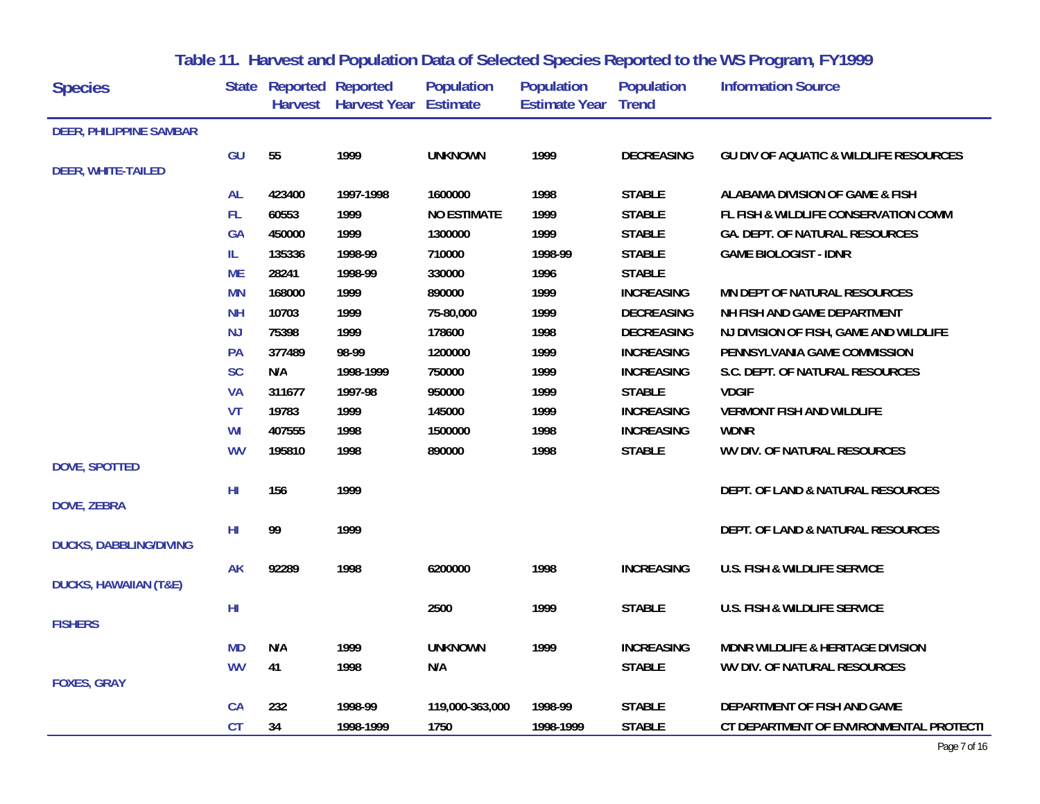## Table 11. Harvest and Population Data of Selected Species Reported to the WS Program, FY1999

| Species | State | Reported Harvest | Reported Harvest Year | Population Estimate | Population Estimate Year | Population Trend | Information Source |
|---|---|---|---|---|---|---|---|
| DEER, PHILIPPINE SAMBAR | | | | | | | |
| | GU | 55 | 1999 | UNKNOWN | 1999 | DECREASING | GU DIV OF AQUATIC & WILDLIFE RESOURCES |
| DEER, WHITE-TAILED | | | | | | | |
| | AL | 423400 | 1997-1998 | 1600000 | 1998 | STABLE | ALABAMA DIVISION OF GAME & FISH |
| | FL | 60553 | 1999 | NO ESTIMATE | 1999 | STABLE | FL FISH & WILDLIFE CONSERVATION COMM |
| | GA | 450000 | 1999 | 1300000 | 1999 | STABLE | GA. DEPT. OF NATURAL RESOURCES |
| | IL | 135336 | 1998-99 | 710000 | 1998-99 | STABLE | GAME BIOLOGIST - IDNR |
| | ME | 28241 | 1998-99 | 330000 | 1996 | STABLE | |
| | MN | 168000 | 1999 | 890000 | 1999 | INCREASING | MN DEPT OF NATURAL RESOURCES |
| | NH | 10703 | 1999 | 75-80,000 | 1999 | DECREASING | NH FISH AND GAME DEPARTMENT |
| | NJ | 75398 | 1999 | 178600 | 1998 | DECREASING | NJ DIVISION OF FISH, GAME AND WILDLIFE |
| | PA | 377489 | 98-99 | 1200000 | 1999 | INCREASING | PENNSYLVANIA GAME COMMISSION |
| | SC | N/A | 1998-1999 | 750000 | 1999 | INCREASING | S.C. DEPT. OF NATURAL RESOURCES |
| | VA | 311677 | 1997-98 | 950000 | 1999 | STABLE | VDGIF |
| | VT | 19783 | 1999 | 145000 | 1999 | INCREASING | VERMONT FISH AND WILDLIFE |
| | WI | 407555 | 1998 | 1500000 | 1998 | INCREASING | WDNR |
| | WV | 195810 | 1998 | 890000 | 1998 | STABLE | WV DIV. OF NATURAL RESOURCES |
| DOVE, SPOTTED | | | | | | | |
| | HI | 156 | 1999 | | | | DEPT. OF LAND & NATURAL RESOURCES |
| DOVE, ZEBRA | | | | | | | |
| | HI | 99 | 1999 | | | | DEPT. OF LAND & NATURAL RESOURCES |
| DUCKS, DABBLING/DIVING | | | | | | | |
| | AK | 92289 | 1998 | 6200000 | 1998 | INCREASING | U.S. FISH & WILDLIFE SERVICE |
| DUCKS, HAWAIIAN (T&E) | | | | | | | |
| | HI | | | 2500 | 1999 | STABLE | U.S. FISH & WILDLIFE SERVICE |
| FISHERS | | | | | | | |
| | MD | N/A | 1999 | UNKNOWN | 1999 | INCREASING | MDNR WILDLIFE & HERITAGE DIVISION |
| | WV | 41 | 1998 | N/A | | STABLE | WV DIV. OF NATURAL RESOURCES |
| FOXES, GRAY | | | | | | | |
| | CA | 232 | 1998-99 | 119,000-363,000 | 1998-99 | STABLE | DEPARTMENT OF FISH AND GAME |
| | CT | 34 | 1998-1999 | 1750 | 1998-1999 | STABLE | CT DEPARTMENT OF ENVIRONMENTAL PROTECTI |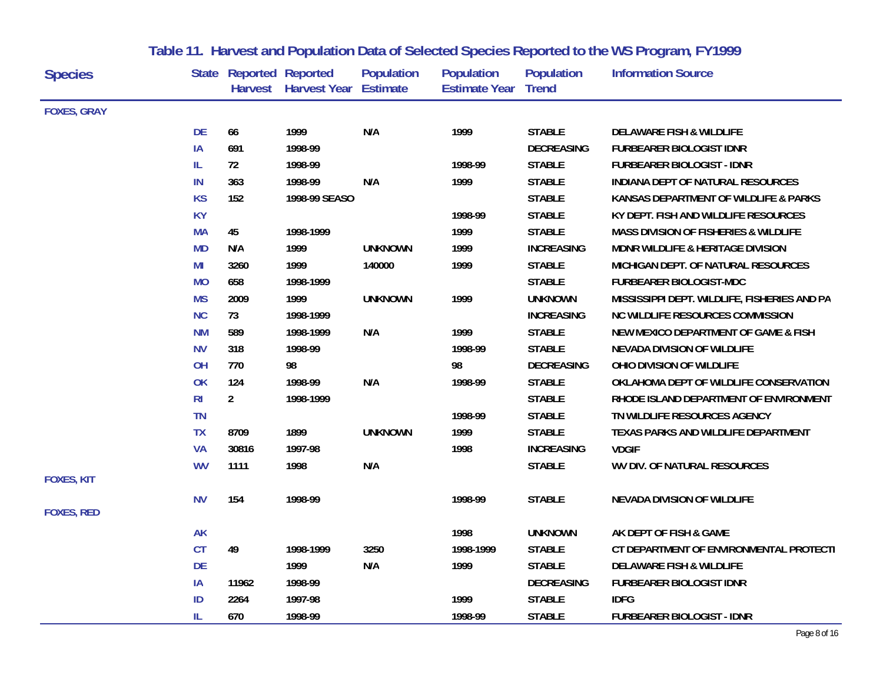# Table 11. Harvest and Population Data of Selected Species Reported to the WS Program, FY1999

| Species | State | Reported Harvest | Reported Harvest Year | Population Estimate | Population Estimate Year | Population Trend | Information Source |
|---|---|---|---|---|---|---|---|
| FOXES, GRAY | | | | | | | |
| | DE | 66 | 1999 | N/A | 1999 | STABLE | DELAWARE FISH & WILDLIFE |
| | IA | 691 | 1998-99 | | | DECREASING | FURBEARER BIOLOGIST IDNR |
| | IL | 72 | 1998-99 | | 1998-99 | STABLE | FURBEARER BIOLOGIST - IDNR |
| | IN | 363 | 1998-99 | N/A | 1999 | STABLE | INDIANA DEPT OF NATURAL RESOURCES |
| | KS | 152 | 1998-99 SEASO | | | STABLE | KANSAS DEPARTMENT OF WILDLIFE & PARKS |
| | KY | | | | 1998-99 | STABLE | KY DEPT. FISH AND WILDLIFE RESOURCES |
| | MA | 45 | 1998-1999 | | 1999 | STABLE | MASS DIVISION OF FISHERIES & WILDLIFE |
| | MD | N/A | 1999 | UNKNOWN | 1999 | INCREASING | MDNR WILDLIFE & HERITAGE DIVISION |
| | MI | 3260 | 1999 | 140000 | 1999 | STABLE | MICHIGAN DEPT. OF NATURAL RESOURCES |
| | MO | 658 | 1998-1999 | | | STABLE | FURBEARER BIOLOGIST-MDC |
| | MS | 2009 | 1999 | UNKNOWN | 1999 | UNKNOWN | MISSISSIPPI DEPT. WILDLIFE, FISHERIES AND PA |
| | NC | 73 | 1998-1999 | | | INCREASING | NC WILDLIFE RESOURCES COMMISSION |
| | NM | 589 | 1998-1999 | N/A | 1999 | STABLE | NEW MEXICO DEPARTMENT OF GAME & FISH |
| | NV | 318 | 1998-99 | | 1998-99 | STABLE | NEVADA DIVISION OF WILDLIFE |
| | OH | 770 | 98 | | 98 | DECREASING | OHIO DIVISION OF WILDLIFE |
| | OK | 124 | 1998-99 | N/A | 1998-99 | STABLE | OKLAHOMA DEPT OF WILDLIFE CONSERVATION |
| | RI | 2 | 1998-1999 | | | STABLE | RHODE ISLAND DEPARTMENT OF ENVIRONMENT |
| | TN | | | | 1998-99 | STABLE | TN WILDLIFE RESOURCES AGENCY |
| | TX | 8709 | 1899 | UNKNOWN | 1999 | STABLE | TEXAS PARKS AND WILDLIFE DEPARTMENT |
| | VA | 30816 | 1997-98 | | 1998 | INCREASING | VDGIF |
| | WV | 1111 | 1998 | N/A | | STABLE | WV DIV. OF NATURAL RESOURCES |
| FOXES, KIT | | | | | | | |
| | NV | 154 | 1998-99 | | 1998-99 | STABLE | NEVADA DIVISION OF WILDLIFE |
| FOXES, RED | | | | | | | |
| | AK | | | | 1998 | UNKNOWN | AK DEPT OF FISH & GAME |
| | CT | 49 | 1998-1999 | 3250 | 1998-1999 | STABLE | CT DEPARTMENT OF ENVIRONMENTAL PROTECTI |
| | DE | | 1999 | N/A | 1999 | STABLE | DELAWARE FISH & WILDLIFE |
| | IA | 11962 | 1998-99 | | | DECREASING | FURBEARER BIOLOGIST IDNR |
| | ID | 2264 | 1997-98 | | 1999 | STABLE | IDFG |
| | IL | 670 | 1998-99 | | 1998-99 | STABLE | FURBEARER BIOLOGIST - IDNR |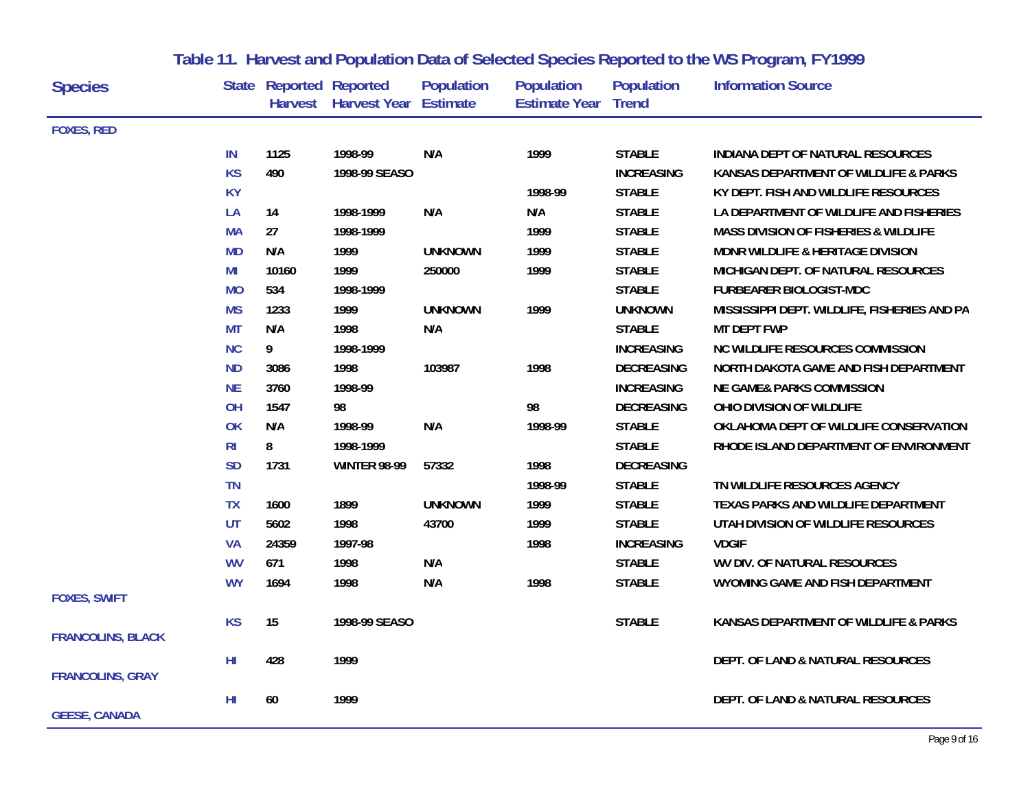## Table 11. Harvest and Population Data of Selected Species Reported to the WS Program, FY1999

| Species | State | Reported Harvest | Reported Harvest Year | Population Estimate | Population Estimate Year | Population Trend | Information Source |
|---|---|---|---|---|---|---|---|
| **FOXES, RED** | | | | | | | |
| | IN | 1125 | 1998-99 | N/A | 1999 | STABLE | INDIANA DEPT OF NATURAL RESOURCES |
| | KS | 490 | 1998-99 SEASO | | | INCREASING | KANSAS DEPARTMENT OF WILDLIFE & PARKS |
| | KY | | | | 1998-99 | STABLE | KY DEPT. FISH AND WILDLIFE RESOURCES |
| | LA | 14 | 1998-1999 | N/A | N/A | STABLE | LA DEPARTMENT OF WILDLIFE AND FISHERIES |
| | MA | 27 | 1998-1999 | | 1999 | STABLE | MASS DIVISION OF FISHERIES & WILDLIFE |
| | MD | N/A | 1999 | UNKNOWN | 1999 | STABLE | MDNR WILDLIFE & HERITAGE DIVISION |
| | MI | 10160 | 1999 | 250000 | 1999 | STABLE | MICHIGAN DEPT. OF NATURAL RESOURCES |
| | MO | 534 | 1998-1999 | | | STABLE | FURBEARER BIOLOGIST-MDC |
| | MS | 1233 | 1999 | UNKNOWN | 1999 | UNKNOWN | MISSISSIPPI DEPT. WILDLIFE, FISHERIES AND PA |
| | MT | N/A | 1998 | N/A | | STABLE | MT DEPT FWP |
| | NC | 9 | 1998-1999 | | | INCREASING | NC WILDLIFE RESOURCES COMMISSION |
| | ND | 3086 | 1998 | 103987 | 1998 | DECREASING | NORTH DAKOTA GAME AND FISH DEPARTMENT |
| | NE | 3760 | 1998-99 | | | INCREASING | NE GAME& PARKS COMMISSION |
| | OH | 1547 | 98 | | 98 | DECREASING | OHIO DIVISION OF WILDLIFE |
| | OK | N/A | 1998-99 | N/A | 1998-99 | STABLE | OKLAHOMA DEPT OF WILDLIFE CONSERVATION |
| | RI | 8 | 1998-1999 | | | STABLE | RHODE ISLAND DEPARTMENT OF ENVIRONMENT |
| | SD | 1731 | WINTER 98-99 | 57332 | 1998 | DECREASING | |
| | TN | | | | 1998-99 | STABLE | TN WILDLIFE RESOURCES AGENCY |
| | TX | 1600 | 1899 | UNKNOWN | 1999 | STABLE | TEXAS PARKS AND WILDLIFE DEPARTMENT |
| | UT | 5602 | 1998 | 43700 | 1999 | STABLE | UTAH DIVISION OF WILDLIFE RESOURCES |
| | VA | 24359 | 1997-98 | | 1998 | INCREASING | VDGIF |
| | WV | 671 | 1998 | N/A | | STABLE | WV DIV. OF NATURAL RESOURCES |
| | WY | 1694 | 1998 | N/A | 1998 | STABLE | WYOMING GAME AND FISH DEPARTMENT |
| **FOXES, SWIFT** | | | | | | | |
| | KS | 15 | 1998-99 SEASO | | | STABLE | KANSAS DEPARTMENT OF WILDLIFE & PARKS |
| **FRANCOLINS, BLACK** | | | | | | | |
| | HI | 428 | 1999 | | | | DEPT. OF LAND & NATURAL RESOURCES |
| **FRANCOLINS, GRAY** | | | | | | | |
| | HI | 60 | 1999 | | | | DEPT. OF LAND & NATURAL RESOURCES |
| **GEESE, CANADA** | | | | | | | |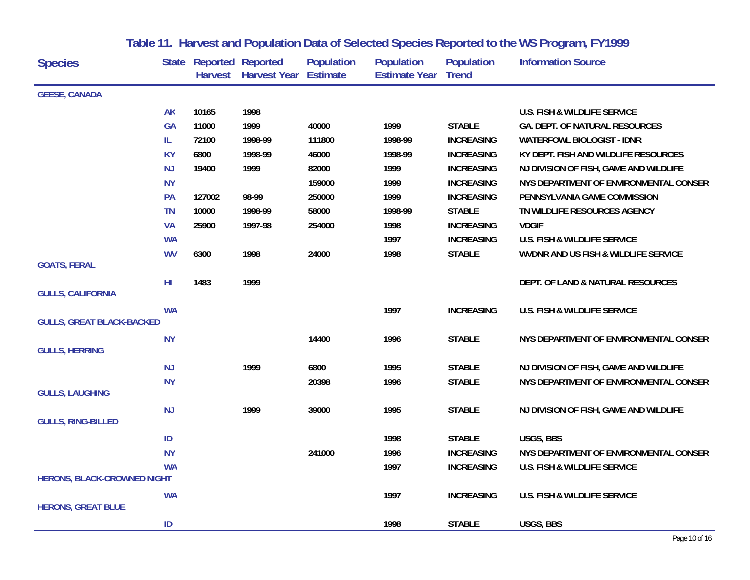# Table 11. Harvest and Population Data of Selected Species Reported to the WS Program, FY1999

| Species | State | Reported Harvest | Reported Harvest Year | Population Estimate | Population Estimate Year | Population Trend | Information Source |
|---|---|---|---|---|---|---|---|
| GEESE, CANADA | | | | | | | |
| | AK | 10165 | 1998 | | | | U.S. FISH & WILDLIFE SERVICE |
| | GA | 11000 | 1999 | 40000 | 1999 | STABLE | GA. DEPT. OF NATURAL RESOURCES |
| | IL | 72100 | 1998-99 | 111800 | 1998-99 | INCREASING | WATERFOWL BIOLOGIST - IDNR |
| | KY | 6800 | 1998-99 | 46000 | 1998-99 | INCREASING | KY DEPT. FISH AND WILDLIFE RESOURCES |
| | NJ | 19400 | 1999 | 82000 | 1999 | INCREASING | NJ DIVISION OF FISH, GAME AND WILDLIFE |
| | NY | | | 159000 | 1999 | INCREASING | NYS DEPARTMENT OF ENVIRONMENTAL CONSER |
| | PA | 127002 | 98-99 | 250000 | 1999 | INCREASING | PENNSYLVANIA GAME COMMISSION |
| | TN | 10000 | 1998-99 | 58000 | 1998-99 | STABLE | TN WILDLIFE RESOURCES AGENCY |
| | VA | 25900 | 1997-98 | 254000 | 1998 | INCREASING | VDGIF |
| | WA | | | | 1997 | INCREASING | U.S. FISH & WILDLIFE SERVICE |
| | WV | 6300 | 1998 | 24000 | 1998 | STABLE | WVDNR AND US FISH & WILDLIFE SERVICE |
| GOATS, FERAL | | | | | | | |
| | HI | 1483 | 1999 | | | | DEPT. OF LAND & NATURAL RESOURCES |
| GULLS, CALIFORNIA | | | | | | | |
| | WA | | | | 1997 | INCREASING | U.S. FISH & WILDLIFE SERVICE |
| GULLS, GREAT BLACK-BACKED | | | | | | | |
| | NY | | | 14400 | 1996 | STABLE | NYS DEPARTMENT OF ENVIRONMENTAL CONSER |
| GULLS, HERRING | | | | | | | |
| | NJ | | 1999 | 6800 | 1995 | STABLE | NJ DIVISION OF FISH, GAME AND WILDLIFE |
| | NY | | | 20398 | 1996 | STABLE | NYS DEPARTMENT OF ENVIRONMENTAL CONSER |
| GULLS, LAUGHING | | | | | | | |
| | NJ | | 1999 | 39000 | 1995 | STABLE | NJ DIVISION OF FISH, GAME AND WILDLIFE |
| GULLS, RING-BILLED | | | | | | | |
| | ID | | | | 1998 | STABLE | USGS, BBS |
| | NY | | | 241000 | 1996 | INCREASING | NYS DEPARTMENT OF ENVIRONMENTAL CONSER |
| | WA | | | | 1997 | INCREASING | U.S. FISH & WILDLIFE SERVICE |
| HERONS, BLACK-CROWNED NIGHT | | | | | | | |
| | WA | | | | 1997 | INCREASING | U.S. FISH & WILDLIFE SERVICE |
| HERONS, GREAT BLUE | | | | | | | |
| | ID | | | | 1998 | STABLE | USGS, BBS |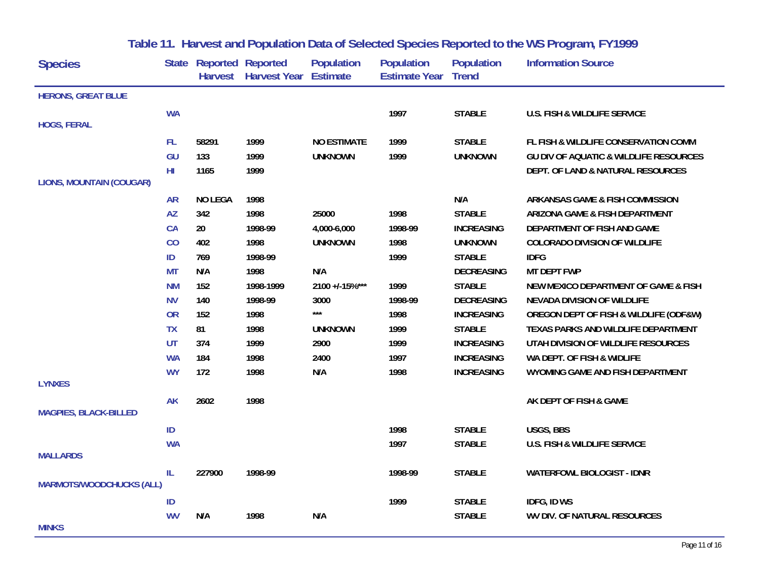## Table 11. Harvest and Population Data of Selected Species Reported to the WS Program, FY1999

| Species | State | Reported Harvest | Reported Harvest Year | Population Estimate | Population Estimate Year | Population Trend | Information Source |
|---|---|---|---|---|---|---|---|
| HERONS, GREAT BLUE | | | | | | | |
| | WA | | | | 1997 | STABLE | U.S. FISH & WILDLIFE SERVICE |
| HOGS, FERAL | | | | | | | |
| | FL | 58291 | 1999 | NO ESTIMATE | 1999 | STABLE | FL FISH & WILDLIFE CONSERVATION COMM |
| | GU | 133 | 1999 | UNKNOWN | 1999 | UNKNOWN | GU DIV OF AQUATIC & WILDLIFE RESOURCES |
| | HI | 1165 | 1999 | | | | DEPT. OF LAND & NATURAL RESOURCES |
| LIONS, MOUNTAIN (COUGAR) | | | | | | | |
| | AR | NO LEGA | 1998 | | | N/A | ARKANSAS GAME & FISH COMMISSION |
| | AZ | 342 | 1998 | 25000 | 1998 | STABLE | ARIZONA GAME & FISH DEPARTMENT |
| | CA | 20 | 1998-99 | 4,000-6,000 | 1998-99 | INCREASING | DEPARTMENT OF FISH AND GAME |
| | CO | 402 | 1998 | UNKNOWN | 1998 | UNKNOWN | COLORADO DIVISION OF WILDLIFE |
| | ID | 769 | 1998-99 | | 1999 | STABLE | IDFG |
| | MT | N/A | 1998 | N/A | | DECREASING | MT DEPT FWP |
| | NM | 152 | 1998-1999 | 2100 +/-15%*** | 1999 | STABLE | NEW MEXICO DEPARTMENT OF GAME & FISH |
| | NV | 140 | 1998-99 | 3000 | 1998-99 | DECREASING | NEVADA DIVISION OF WILDLIFE |
| | OR | 152 | 1998 | *** | 1998 | INCREASING | OREGON DEPT OF FISH & WILDLIFE (ODF&W) |
| | TX | 81 | 1998 | UNKNOWN | 1999 | STABLE | TEXAS PARKS AND WILDLIFE DEPARTMENT |
| | UT | 374 | 1999 | 2900 | 1999 | INCREASING | UTAH DIVISION OF WILDLIFE RESOURCES |
| | WA | 184 | 1998 | 2400 | 1997 | INCREASING | WA DEPT. OF FISH & WIDLIFE |
| | WY | 172 | 1998 | N/A | 1998 | INCREASING | WYOMING GAME AND FISH DEPARTMENT |
| LYNXES | | | | | | | |
| | AK | 2602 | 1998 | | | | AK DEPT OF FISH & GAME |
| MAGPIES, BLACK-BILLED | | | | | | | |
| | ID | | | | 1998 | STABLE | USGS, BBS |
| | WA | | | | 1997 | STABLE | U.S. FISH & WILDLIFE SERVICE |
| MALLARDS | | | | | | | |
| | IL | 227900 | 1998-99 | | 1998-99 | STABLE | WATERFOWL BIOLOGIST - IDNR |
| MARMOTS/WOODCHUCKS (ALL) | | | | | | | |
| | ID | | | | 1999 | STABLE | IDFG, ID WS |
| | WV | N/A | 1998 | N/A | | STABLE | WV DIV. OF NATURAL RESOURCES |
| MINKS | | | | | | | |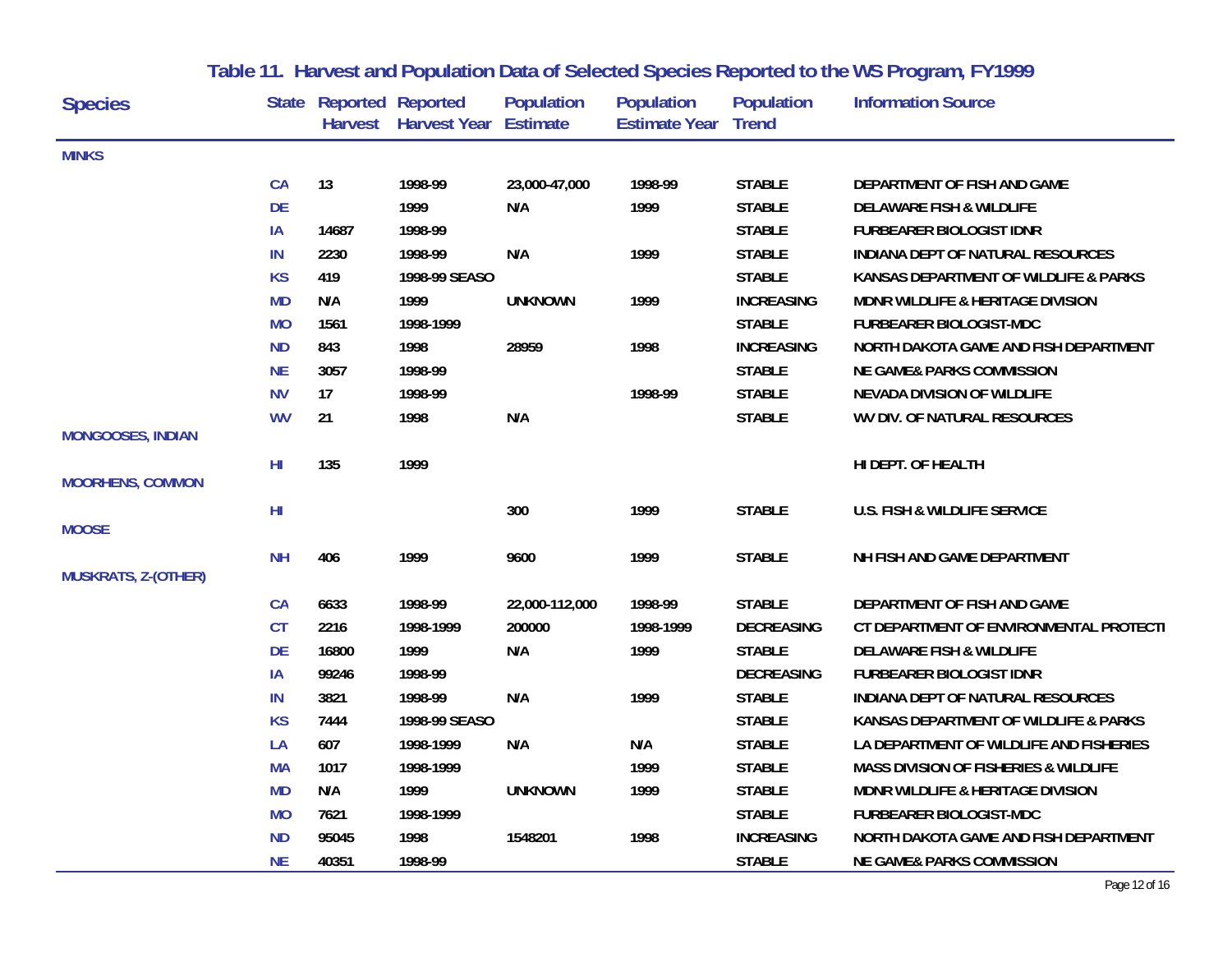# Table 11. Harvest and Population Data of Selected Species Reported to the WS Program, FY1999

| Species | State | Reported Harvest | Reported Harvest Year | Population Estimate | Population Estimate Year | Population Trend | Information Source |
|---|---|---|---|---|---|---|---|
| **MINKS** | | | | | | | |
| | CA | 13 | 1998-99 | 23,000-47,000 | 1998-99 | STABLE | DEPARTMENT OF FISH AND GAME |
| | DE | | 1999 | N/A | 1999 | STABLE | DELAWARE FISH & WILDLIFE |
| | IA | 14687 | 1998-99 | | | STABLE | FURBEARER BIOLOGIST IDNR |
| | IN | 2230 | 1998-99 | N/A | 1999 | STABLE | INDIANA DEPT OF NATURAL RESOURCES |
| | KS | 419 | 1998-99 SEASO | | | STABLE | KANSAS DEPARTMENT OF WILDLIFE & PARKS |
| | MD | N/A | 1999 | UNKNOWN | 1999 | INCREASING | MDNR WILDLIFE & HERITAGE DIVISION |
| | MO | 1561 | 1998-1999 | | | STABLE | FURBEARER BIOLOGIST-MDC |
| | ND | 843 | 1998 | 28959 | 1998 | INCREASING | NORTH DAKOTA GAME AND FISH DEPARTMENT |
| | NE | 3057 | 1998-99 | | | STABLE | NE GAME& PARKS COMMISSION |
| | NV | 17 | 1998-99 | | 1998-99 | STABLE | NEVADA DIVISION OF WILDLIFE |
| | WV | 21 | 1998 | N/A | | STABLE | WV DIV. OF NATURAL RESOURCES |
| **MONGOOSES, INDIAN** | | | | | | | |
| | HI | 135 | 1999 | | | | HI DEPT. OF HEALTH |
| **MOORHENS, COMMON** | | | | | | | |
| | HI | | | 300 | 1999 | STABLE | U.S. FISH & WILDLIFE SERVICE |
| **MOOSE** | | | | | | | |
| | NH | 406 | 1999 | 9600 | 1999 | STABLE | NH FISH AND GAME DEPARTMENT |
| **MUSKRATS, Z-(OTHER)** | | | | | | | |
| | CA | 6633 | 1998-99 | 22,000-112,000 | 1998-99 | STABLE | DEPARTMENT OF FISH AND GAME |
| | CT | 2216 | 1998-1999 | 200000 | 1998-1999 | DECREASING | CT DEPARTMENT OF ENVIRONMENTAL PROTECTI |
| | DE | 16800 | 1999 | N/A | 1999 | STABLE | DELAWARE FISH & WILDLIFE |
| | IA | 99246 | 1998-99 | | | DECREASING | FURBEARER BIOLOGIST IDNR |
| | IN | 3821 | 1998-99 | N/A | 1999 | STABLE | INDIANA DEPT OF NATURAL RESOURCES |
| | KS | 7444 | 1998-99 SEASO | | | STABLE | KANSAS DEPARTMENT OF WILDLIFE & PARKS |
| | LA | 607 | 1998-1999 | N/A | N/A | STABLE | LA DEPARTMENT OF WILDLIFE AND FISHERIES |
| | MA | 1017 | 1998-1999 | | 1999 | STABLE | MASS DIVISION OF FISHERIES & WILDLIFE |
| | MD | N/A | 1999 | UNKNOWN | 1999 | STABLE | MDNR WILDLIFE & HERITAGE DIVISION |
| | MO | 7621 | 1998-1999 | | | STABLE | FURBEARER BIOLOGIST-MDC |
| | ND | 95045 | 1998 | 1548201 | 1998 | INCREASING | NORTH DAKOTA GAME AND FISH DEPARTMENT |
| | NE | 40351 | 1998-99 | | | STABLE | NE GAME& PARKS COMMISSION |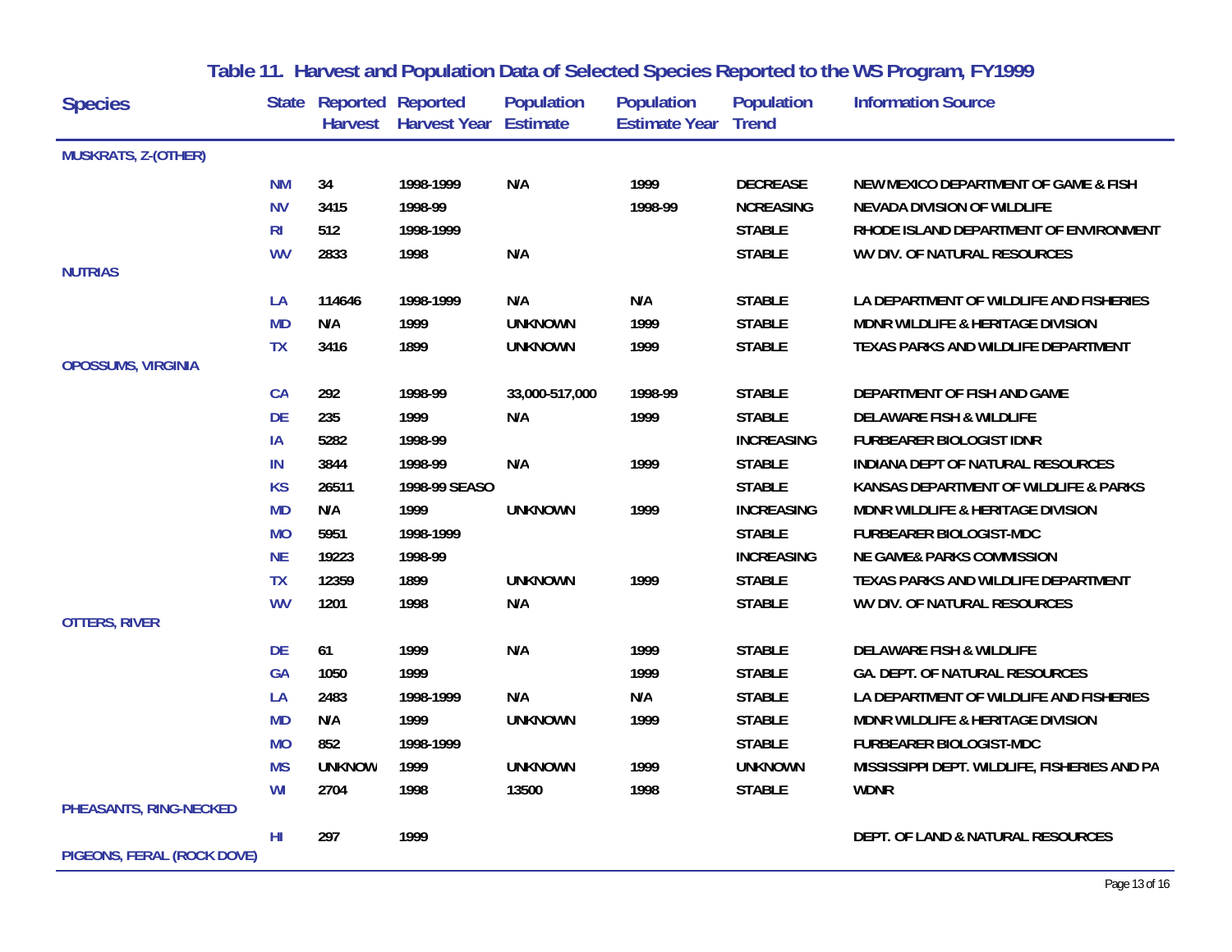## Table 11. Harvest and Population Data of Selected Species Reported to the WS Program, FY1999

| Species | State | Reported Harvest | Reported Harvest Year | Population Estimate | Population Estimate Year | Population Trend | Information Source |
|---|---|---|---|---|---|---|---|
| MUSKRATS, Z-(OTHER) | | | | | | | |
| | NM | 34 | 1998-1999 | N/A | 1999 | DECREASE | NEW MEXICO DEPARTMENT OF GAME & FISH |
| | NV | 3415 | 1998-99 | | 1998-99 | NCREASING | NEVADA DIVISION OF WILDLIFE |
| | RI | 512 | 1998-1999 | | | STABLE | RHODE ISLAND DEPARTMENT OF ENVIRONMENT |
| | WV | 2833 | 1998 | N/A | | STABLE | WV DIV. OF NATURAL RESOURCES |
| NUTRIAS | | | | | | | |
| | LA | 114646 | 1998-1999 | N/A | N/A | STABLE | LA DEPARTMENT OF WILDLIFE AND FISHERIES |
| | MD | N/A | 1999 | UNKNOWN | 1999 | STABLE | MDNR WILDLIFE & HERITAGE DIVISION |
| | TX | 3416 | 1899 | UNKNOWN | 1999 | STABLE | TEXAS PARKS AND WILDLIFE DEPARTMENT |
| OPOSSUMS, VIRGINIA | | | | | | | |
| | CA | 292 | 1998-99 | 33,000-517,000 | 1998-99 | STABLE | DEPARTMENT OF FISH AND GAME |
| | DE | 235 | 1999 | N/A | 1999 | STABLE | DELAWARE FISH & WILDLIFE |
| | IA | 5282 | 1998-99 | | | INCREASING | FURBEARER BIOLOGIST IDNR |
| | IN | 3844 | 1998-99 | N/A | 1999 | STABLE | INDIANA DEPT OF NATURAL RESOURCES |
| | KS | 26511 | 1998-99 SEASO | | | STABLE | KANSAS DEPARTMENT OF WILDLIFE & PARKS |
| | MD | N/A | 1999 | UNKNOWN | 1999 | INCREASING | MDNR WILDLIFE & HERITAGE DIVISION |
| | MO | 5951 | 1998-1999 | | | STABLE | FURBEARER BIOLOGIST-MDC |
| | NE | 19223 | 1998-99 | | | INCREASING | NE GAME& PARKS COMMISSION |
| | TX | 12359 | 1899 | UNKNOWN | 1999 | STABLE | TEXAS PARKS AND WILDLIFE DEPARTMENT |
| | WV | 1201 | 1998 | N/A | | STABLE | WV DIV. OF NATURAL RESOURCES |
| OTTERS, RIVER | | | | | | | |
| | DE | 61 | 1999 | N/A | 1999 | STABLE | DELAWARE FISH & WILDLIFE |
| | GA | 1050 | 1999 | | 1999 | STABLE | GA. DEPT. OF NATURAL RESOURCES |
| | LA | 2483 | 1998-1999 | N/A | N/A | STABLE | LA DEPARTMENT OF WILDLIFE AND FISHERIES |
| | MD | N/A | 1999 | UNKNOWN | 1999 | STABLE | MDNR WILDLIFE & HERITAGE DIVISION |
| | MO | 852 | 1998-1999 | | | STABLE | FURBEARER BIOLOGIST-MDC |
| | MS | UNKNOW | 1999 | UNKNOWN | 1999 | UNKNOWN | MISSISSIPPI DEPT. WILDLIFE, FISHERIES AND PA |
| | WI | 2704 | 1998 | 13500 | 1998 | STABLE | WDNR |
| PHEASANTS, RING-NECKED | | | | | | | |
| | HI | 297 | 1999 | | | | DEPT. OF LAND & NATURAL RESOURCES |
| PIGEONS, FERAL (ROCK DOVE) | | | | | | | |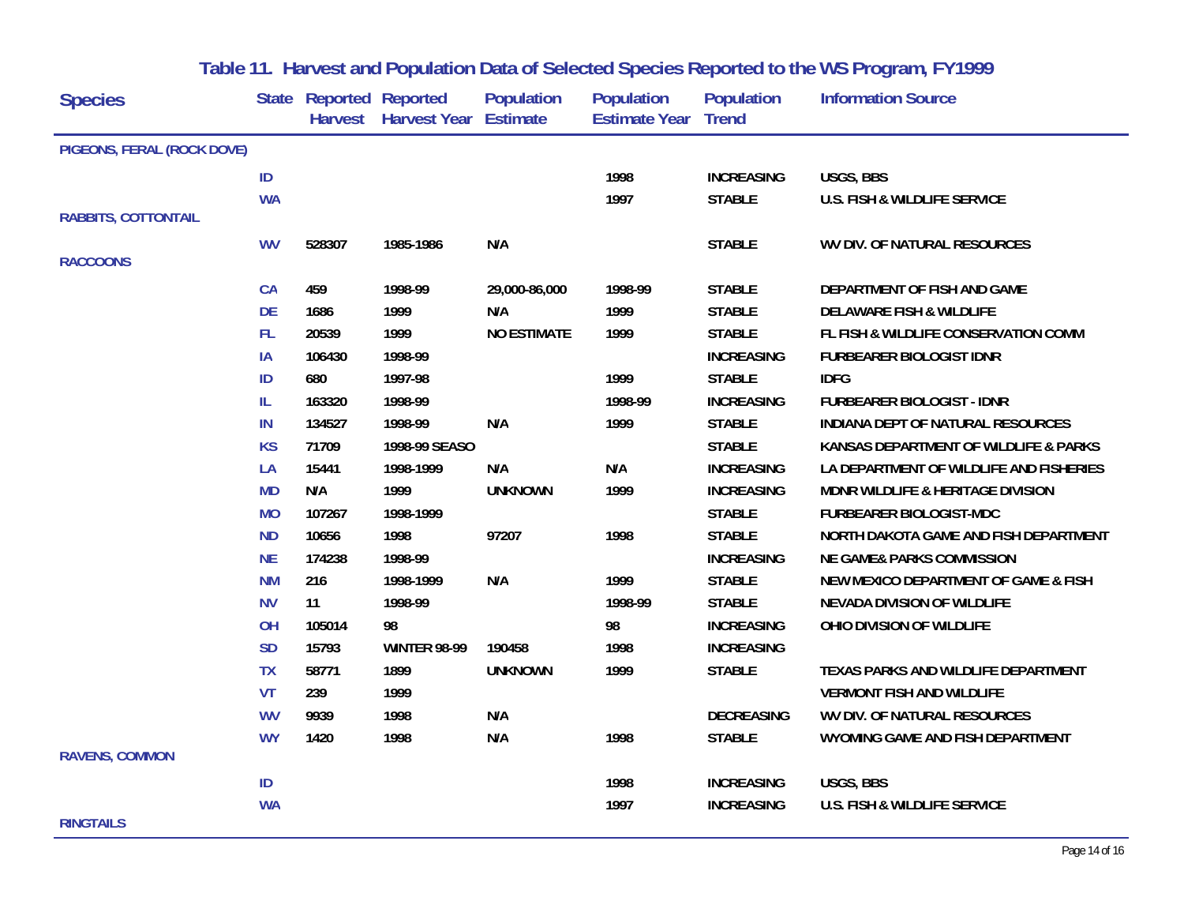# Table 11. Harvest and Population Data of Selected Species Reported to the WS Program, FY1999

| Species | State | Reported Harvest | Reported Harvest Year | Population Estimate | Population Estimate Year | Population Trend | Information Source |
|---|---|---|---|---|---|---|---|
| PIGEONS, FERAL (ROCK DOVE) | | | | | | | |
| | ID | | | | 1998 | INCREASING | USGS, BBS |
| | WA | | | | 1997 | STABLE | U.S. FISH & WILDLIFE SERVICE |
| RABBITS, COTTONTAIL | | | | | | | |
| | WV | 528307 | 1985-1986 | N/A | | STABLE | WV DIV. OF NATURAL RESOURCES |
| RACCOONS | | | | | | | |
| | CA | 459 | 1998-99 | 29,000-86,000 | 1998-99 | STABLE | DEPARTMENT OF FISH AND GAME |
| | DE | 1686 | 1999 | N/A | 1999 | STABLE | DELAWARE FISH & WILDLIFE |
| | FL | 20539 | 1999 | NO ESTIMATE | 1999 | STABLE | FL FISH & WILDLIFE CONSERVATION COMM |
| | IA | 106430 | 1998-99 | | | INCREASING | FURBEARER BIOLOGIST IDNR |
| | ID | 680 | 1997-98 | | 1999 | STABLE | IDFG |
| | IL | 163320 | 1998-99 | | 1998-99 | INCREASING | FURBEARER BIOLOGIST - IDNR |
| | IN | 134527 | 1998-99 | N/A | 1999 | STABLE | INDIANA DEPT OF NATURAL RESOURCES |
| | KS | 71709 | 1998-99 SEASO | | | STABLE | KANSAS DEPARTMENT OF WILDLIFE & PARKS |
| | LA | 15441 | 1998-1999 | N/A | N/A | INCREASING | LA DEPARTMENT OF WILDLIFE AND FISHERIES |
| | MD | N/A | 1999 | UNKNOWN | 1999 | INCREASING | MDNR WILDLIFE & HERITAGE DIVISION |
| | MO | 107267 | 1998-1999 | | | STABLE | FURBEARER BIOLOGIST-MDC |
| | ND | 10656 | 1998 | 97207 | 1998 | STABLE | NORTH DAKOTA GAME AND FISH DEPARTMENT |
| | NE | 174238 | 1998-99 | | | INCREASING | NE GAME& PARKS COMMISSION |
| | NM | 216 | 1998-1999 | N/A | 1999 | STABLE | NEW MEXICO DEPARTMENT OF GAME & FISH |
| | NV | 11 | 1998-99 | | 1998-99 | STABLE | NEVADA DIVISION OF WILDLIFE |
| | OH | 105014 | 98 | | 98 | INCREASING | OHIO DIVISION OF WILDLIFE |
| | SD | 15793 | WINTER 98-99 | 190458 | 1998 | INCREASING | |
| | TX | 58771 | 1899 | UNKNOWN | 1999 | STABLE | TEXAS PARKS AND WILDLIFE DEPARTMENT |
| | VT | 239 | 1999 | | | | VERMONT FISH AND WILDLIFE |
| | WV | 9939 | 1998 | N/A | | DECREASING | WV DIV. OF NATURAL RESOURCES |
| | WY | 1420 | 1998 | N/A | 1998 | STABLE | WYOMING GAME AND FISH DEPARTMENT |
| RAVENS, COMMON | | | | | | | |
| | ID | | | | 1998 | INCREASING | USGS, BBS |
| | WA | | | | 1997 | INCREASING | U.S. FISH & WILDLIFE SERVICE |
| RINGTAILS | | | | | | | |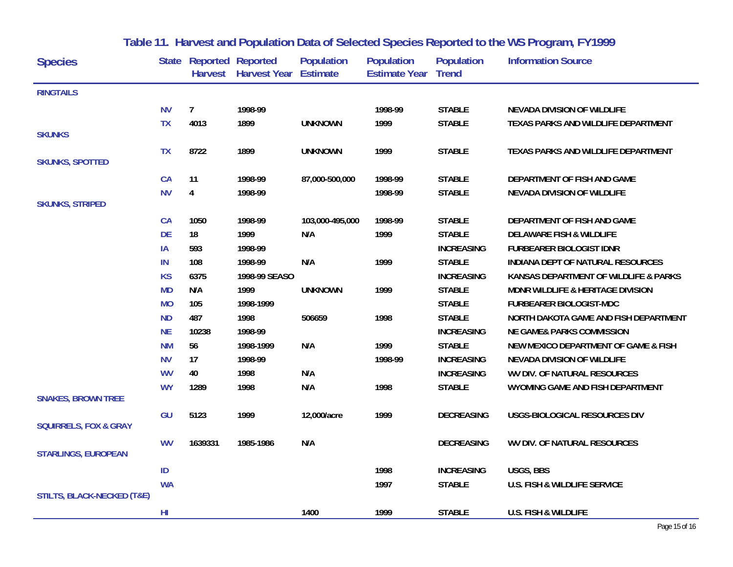# Table 11. Harvest and Population Data of Selected Species Reported to the WS Program, FY1999

| Species | State | Reported Harvest | Reported Harvest Year | Population Estimate | Population Estimate Year | Population Trend | Information Source |
|---|---|---|---|---|---|---|---|
| RINGTAILS | | | | | | | |
| | NV | 7 | 1998-99 | | 1998-99 | STABLE | NEVADA DIVISION OF WILDLIFE |
| | TX | 4013 | 1899 | UNKNOWN | 1999 | STABLE | TEXAS PARKS AND WILDLIFE DEPARTMENT |
| SKUNKS | | | | | | | |
| | TX | 8722 | 1899 | UNKNOWN | 1999 | STABLE | TEXAS PARKS AND WILDLIFE DEPARTMENT |
| SKUNKS, SPOTTED | | | | | | | |
| | CA | 11 | 1998-99 | 87,000-500,000 | 1998-99 | STABLE | DEPARTMENT OF FISH AND GAME |
| | NV | 4 | 1998-99 | | 1998-99 | STABLE | NEVADA DIVISION OF WILDLIFE |
| SKUNKS, STRIPED | | | | | | | |
| | CA | 1050 | 1998-99 | 103,000-495,000 | 1998-99 | STABLE | DEPARTMENT OF FISH AND GAME |
| | DE | 18 | 1999 | N/A | 1999 | STABLE | DELAWARE FISH & WILDLIFE |
| | IA | 593 | 1998-99 | | | INCREASING | FURBEARER BIOLOGIST IDNR |
| | IN | 108 | 1998-99 | N/A | 1999 | STABLE | INDIANA DEPT OF NATURAL RESOURCES |
| | KS | 6375 | 1998-99 SEASO | | | INCREASING | KANSAS DEPARTMENT OF WILDLIFE & PARKS |
| | MD | N/A | 1999 | UNKNOWN | 1999 | STABLE | MDNR WILDLIFE & HERITAGE DIVISION |
| | MO | 105 | 1998-1999 | | | STABLE | FURBEARER BIOLOGIST-MDC |
| | ND | 487 | 1998 | 506659 | 1998 | STABLE | NORTH DAKOTA GAME AND FISH DEPARTMENT |
| | NE | 10238 | 1998-99 | | | INCREASING | NE GAME& PARKS COMMISSION |
| | NM | 56 | 1998-1999 | N/A | 1999 | STABLE | NEW MEXICO DEPARTMENT OF GAME & FISH |
| | NV | 17 | 1998-99 | | 1998-99 | INCREASING | NEVADA DIVISION OF WILDLIFE |
| | WV | 40 | 1998 | N/A | | INCREASING | WV DIV. OF NATURAL RESOURCES |
| | WY | 1289 | 1998 | N/A | 1998 | STABLE | WYOMING GAME AND FISH DEPARTMENT |
| SNAKES, BROWN TREE | | | | | | | |
| | GU | 5123 | 1999 | 12,000/acre | 1999 | DECREASING | USGS-BIOLOGICAL RESOURCES DIV |
| SQUIRRELS, FOX & GRAY | | | | | | | |
| | WV | 1639331 | 1985-1986 | N/A | | DECREASING | WV DIV. OF NATURAL RESOURCES |
| STARLINGS, EUROPEAN | | | | | | | |
| | ID | | | | 1998 | INCREASING | USGS, BBS |
| | WA | | | | 1997 | STABLE | U.S. FISH & WILDLIFE SERVICE |
| STILTS, BLACK-NECKED (T&E) | | | | | | | |
| | HI | | | 1400 | 1999 | STABLE | U.S. FISH & WILDLIFE |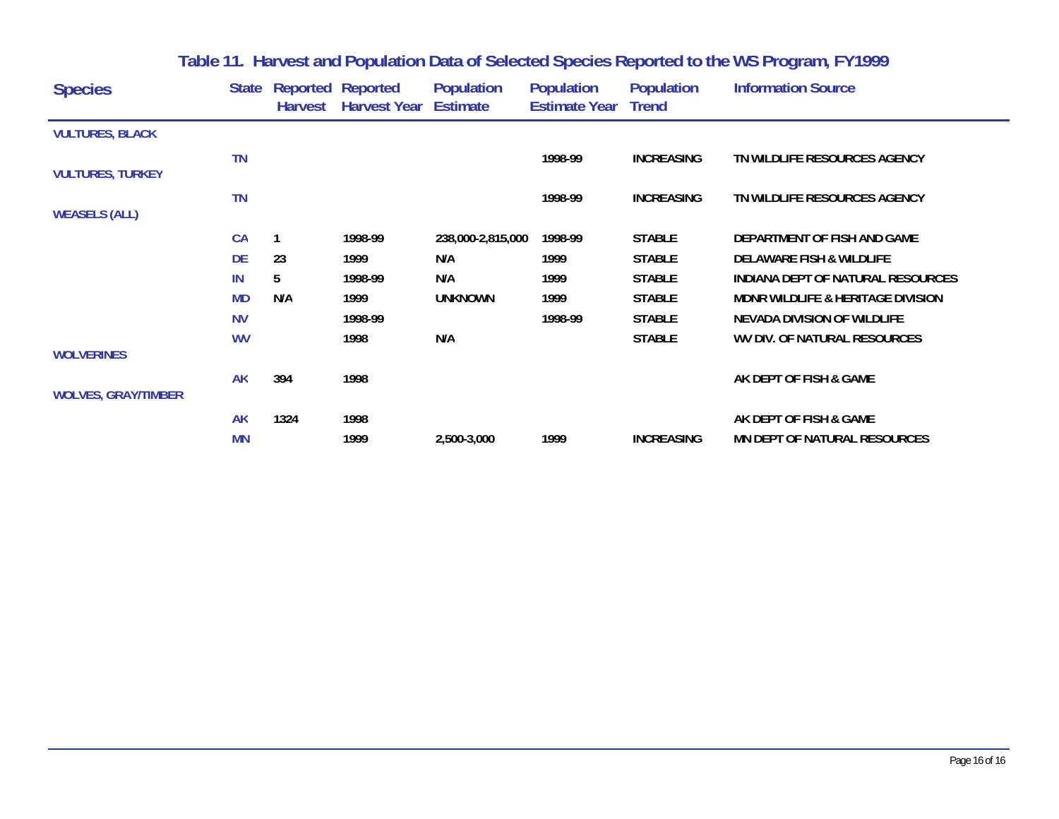# Table 11. Harvest and Population Data of Selected Species Reported to the WS Program, FY1999

| Species | State | Reported Harvest | Reported Harvest Year | Population Estimate | Population Estimate Year | Population Trend | Information Source |
|---|---|---|---|---|---|---|---|
| VULTURES, BLACK | | | | | | | |
| | TN | | | | 1998-99 | INCREASING | TN WILDLIFE RESOURCES AGENCY |
| VULTURES, TURKEY | | | | | | | |
| | TN | | | | 1998-99 | INCREASING | TN WILDLIFE RESOURCES AGENCY |
| WEASELS (ALL) | | | | | | | |
| | CA | 1 | 1998-99 | 238,000-2,815,000 | 1998-99 | STABLE | DEPARTMENT OF FISH AND GAME |
| | DE | 23 | 1999 | N/A | 1999 | STABLE | DELAWARE FISH & WILDLIFE |
| | IN | 5 | 1998-99 | N/A | 1999 | STABLE | INDIANA DEPT OF NATURAL RESOURCES |
| | MD | N/A | 1999 | UNKNOWN | 1999 | STABLE | MDNR WILDLIFE & HERITAGE DIVISION |
| | NV | | 1998-99 | | 1998-99 | STABLE | NEVADA DIVISION OF WILDLIFE |
| | WV | | 1998 | N/A | | STABLE | WV DIV. OF NATURAL RESOURCES |
| WOLVERINES | | | | | | | |
| | AK | 394 | 1998 | | | | AK DEPT OF FISH & GAME |
| WOLVES, GRAY/TIMBER | | | | | | | |
| | AK | 1324 | 1998 | | | | AK DEPT OF FISH & GAME |
| | MN | | 1999 | 2,500-3,000 | 1999 | INCREASING | MN DEPT OF NATURAL RESOURCES |